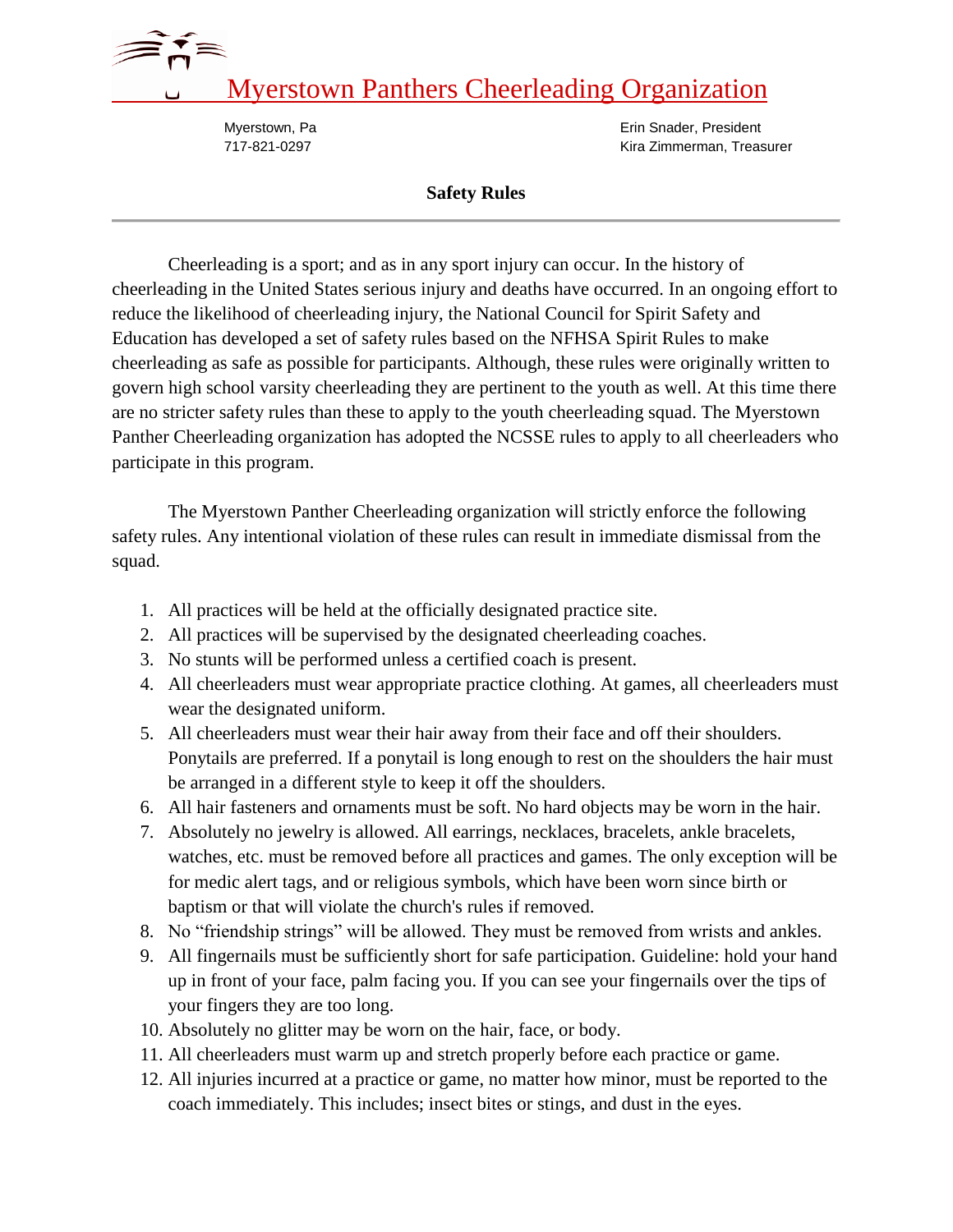# Myerstown Panthers Cheerleading Organization

Myerstown, Pa
717-821-0297

Erin Snader, President
Kira Zimmerman, Treasurer

## Safety Rules

Cheerleading is a sport; and as in any sport injury can occur. In the history of cheerleading in the United States serious injury and deaths have occurred. In an ongoing effort to reduce the likelihood of cheerleading injury, the National Council for Spirit Safety and Education has developed a set of safety rules based on the NFHSA Spirit Rules to make cheerleading as safe as possible for participants. Although, these rules were originally written to govern high school varsity cheerleading they are pertinent to the youth as well. At this time there are no stricter safety rules than these to apply to the youth cheerleading squad. The Myerstown Panther Cheerleading organization has adopted the NCSSE rules to apply to all cheerleaders who participate in this program.

The Myerstown Panther Cheerleading organization will strictly enforce the following safety rules. Any intentional violation of these rules can result in immediate dismissal from the squad.

1. All practices will be held at the officially designated practice site.
2. All practices will be supervised by the designated cheerleading coaches.
3. No stunts will be performed unless a certified coach is present.
4. All cheerleaders must wear appropriate practice clothing. At games, all cheerleaders must wear the designated uniform.
5. All cheerleaders must wear their hair away from their face and off their shoulders. Ponytails are preferred. If a ponytail is long enough to rest on the shoulders the hair must be arranged in a different style to keep it off the shoulders.
6. All hair fasteners and ornaments must be soft. No hard objects may be worn in the hair.
7. Absolutely no jewelry is allowed. All earrings, necklaces, bracelets, ankle bracelets, watches, etc. must be removed before all practices and games. The only exception will be for medic alert tags, and or religious symbols, which have been worn since birth or baptism or that will violate the church's rules if removed.
8. No "friendship strings" will be allowed. They must be removed from wrists and ankles.
9. All fingernails must be sufficiently short for safe participation. Guideline: hold your hand up in front of your face, palm facing you. If you can see your fingernails over the tips of your fingers they are too long.
10. Absolutely no glitter may be worn on the hair, face, or body.
11. All cheerleaders must warm up and stretch properly before each practice or game.
12. All injuries incurred at a practice or game, no matter how minor, must be reported to the coach immediately. This includes; insect bites or stings, and dust in the eyes.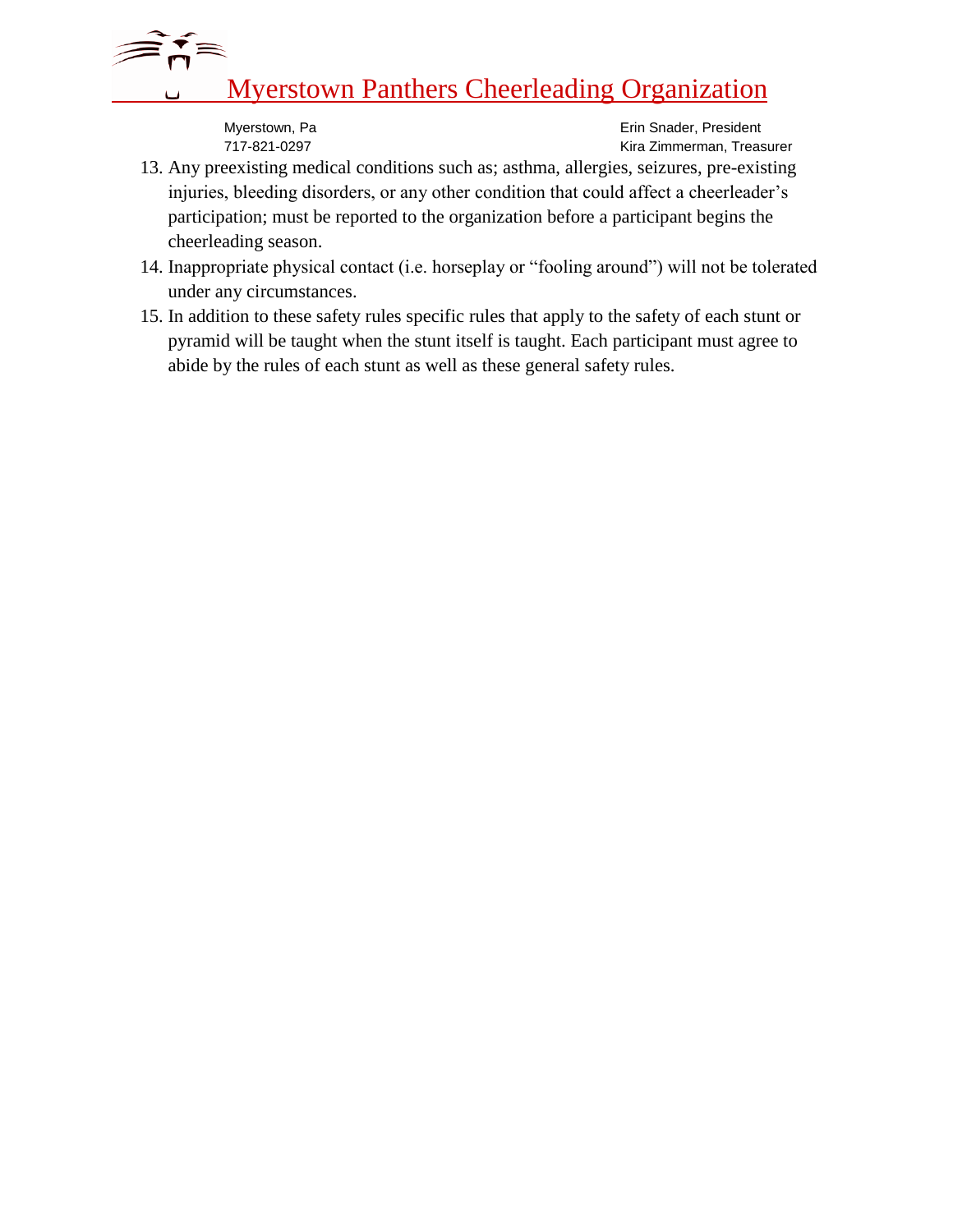13. Any preexisting medical conditions such as; asthma, allergies, seizures, pre-existing injuries, bleeding disorders, or any other condition that could affect a cheerleader's participation; must be reported to the organization before a participant begins the cheerleading season.
14. Inappropriate physical contact (i.e. horseplay or "fooling around") will not be tolerated under any circumstances.
15. In addition to these safety rules specific rules that apply to the safety of each stunt or pyramid will be taught when the stunt itself is taught. Each participant must agree to abide by the rules of each stunt as well as these general safety rules.